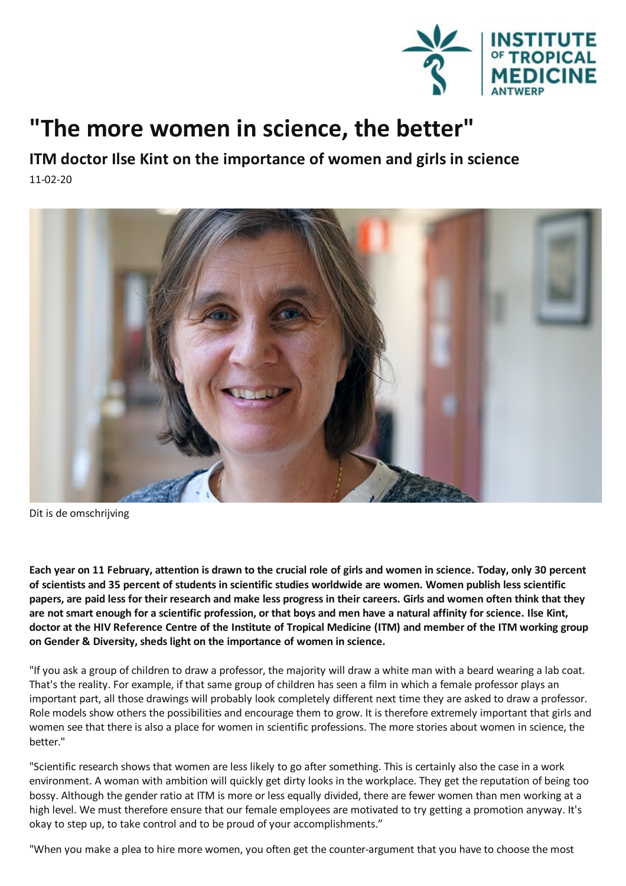# "The more women in science, the better"

## ITM doctor Ilse Kint on the importance of women and girls in science

11-02-20

Dit is de omschrijving

**Each year on 11 February, attention is drawn to the crucial role of girls and women in science. Today, only 30 percent of scientists and 35 percent of students in scientific studies worldwide are women. Women publish less scientific papers, are paid less for their research and make less progress in their careers. Girls and women often think that they are not smart enough for a scientific profession, or that boys and men have a natural affinity for science. Ilse Kint, doctor at the HIV Reference Centre of the Institute of Tropical Medicine (ITM) and member of the ITM working group on Gender & Diversity, sheds light on the importance of women in science.**

"If you ask a group of children to draw a professor, the majority will draw a white man with a beard wearing a lab coat. That's the reality. For example, if that same group of children has seen a film in which a female professor plays an important part, all those drawings will probably look completely different next time they are asked to draw a professor. Role models show others the possibilities and encourage them to grow. It is therefore extremely important that girls and women see that there is also a place for women in scientific professions. The more stories about women in science, the better."

"Scientific research shows that women are less likely to go after something. This is certainly also the case in a work environment. A woman with ambition will quickly get dirty looks in the workplace. They get the reputation of being too bossy. Although the gender ratio at ITM is more or less equally divided, there are fewer women than men working at a high level. We must therefore ensure that our female employees are motivated to try getting a promotion anyway. It's okay to step up, to take control and to be proud of your accomplishments."

"When you make a plea to hire more women, you often get the counter-argument that you have to choose the most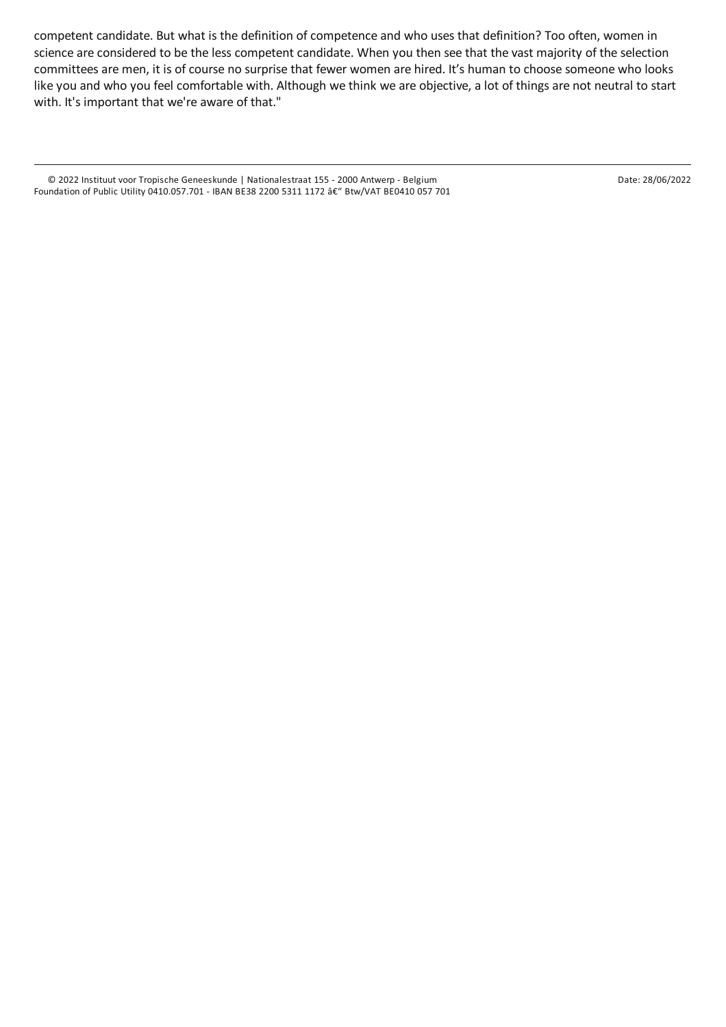competent candidate. But what is the definition of competence and who uses that definition? Too often, women in science are considered to be the less competent candidate. When you then see that the vast majority of the selection committees are men, it is of course no surprise that fewer women are hired. It's human to choose someone who looks like you and who you feel comfortable with. Although we think we are objective, a lot of things are not neutral to start with. It's important that we're aware of that."